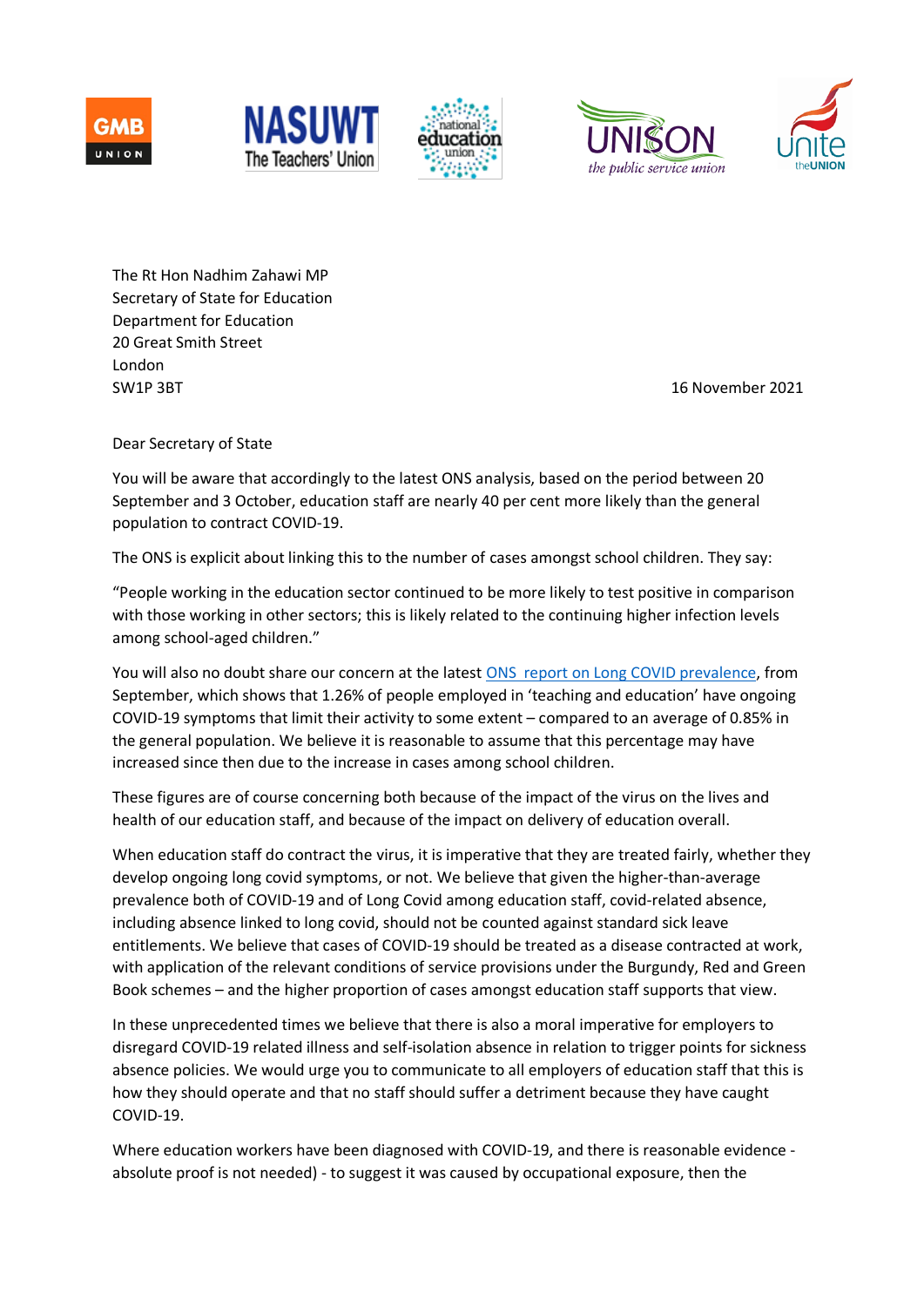GMB UNION NASUWT The Teachers' Union national education union UNISON the public service union Unite the UNION

The Rt Hon Nadhim Zahawi MP
Secretary of State for Education
Department for Education
20 Great Smith Street
London
SW1P 3BT

16 November 2021

Dear Secretary of State

You will be aware that accordingly to the latest ONS analysis, based on the period between 20 September and 3 October, education staff are nearly 40 per cent more likely than the general population to contract COVID-19.

The ONS is explicit about linking this to the number of cases amongst school children. They say:

"People working in the education sector continued to be more likely to test positive in comparison with those working in other sectors; this is likely related to the continuing higher infection levels among school-aged children."

You will also no doubt share our concern at the latest [ONS report on Long COVID prevalence](), from September, which shows that 1.26% of people employed in 'teaching and education' have ongoing COVID-19 symptoms that limit their activity to some extent – compared to an average of 0.85% in the general population. We believe it is reasonable to assume that this percentage may have increased since then due to the increase in cases among school children.

These figures are of course concerning both because of the impact of the virus on the lives and health of our education staff, and because of the impact on delivery of education overall.

When education staff do contract the virus, it is imperative that they are treated fairly, whether they develop ongoing long covid symptoms, or not. We believe that given the higher-than-average prevalence both of COVID-19 and of Long Covid among education staff, covid-related absence, including absence linked to long covid, should not be counted against standard sick leave entitlements. We believe that cases of COVID-19 should be treated as a disease contracted at work, with application of the relevant conditions of service provisions under the Burgundy, Red and Green Book schemes – and the higher proportion of cases amongst education staff supports that view.

In these unprecedented times we believe that there is also a moral imperative for employers to disregard COVID-19 related illness and self-isolation absence in relation to trigger points for sickness absence policies. We would urge you to communicate to all employers of education staff that this is how they should operate and that no staff should suffer a detriment because they have caught COVID-19.

Where education workers have been diagnosed with COVID-19, and there is reasonable evidence - absolute proof is not needed) - to suggest it was caused by occupational exposure, then the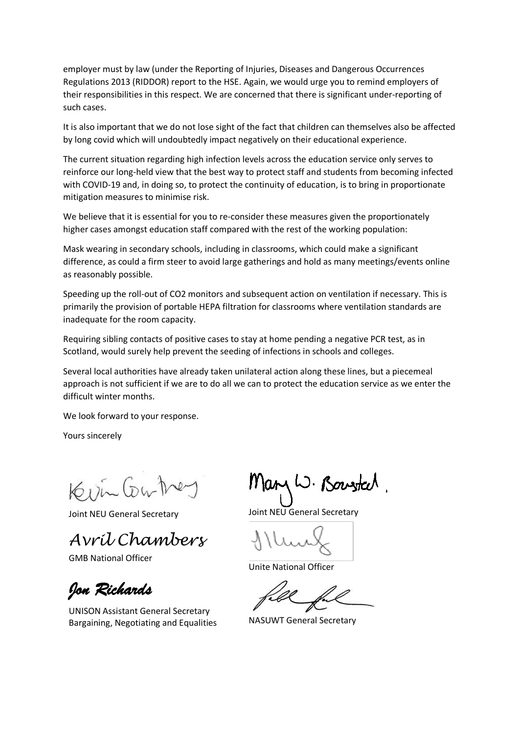employer must by law (under the Reporting of Injuries, Diseases and Dangerous Occurrences Regulations 2013 (RIDDOR) report to the HSE. Again, we would urge you to remind employers of their responsibilities in this respect. We are concerned that there is significant under-reporting of such cases.

It is also important that we do not lose sight of the fact that children can themselves also be affected by long covid which will undoubtedly impact negatively on their educational experience.

The current situation regarding high infection levels across the education service only serves to reinforce our long-held view that the best way to protect staff and students from becoming infected with COVID-19 and, in doing so, to protect the continuity of education, is to bring in proportionate mitigation measures to minimise risk.

We believe that it is essential for you to re-consider these measures given the proportionately higher cases amongst education staff compared with the rest of the working population:

Mask wearing in secondary schools, including in classrooms, which could make a significant difference, as could a firm steer to avoid large gatherings and hold as many meetings/events online as reasonably possible.

Speeding up the roll-out of $CO_2$ monitors and subsequent action on ventilation if necessary. This is primarily the provision of portable HEPA filtration for classrooms where ventilation standards are inadequate for the room capacity.

Requiring sibling contacts of positive cases to stay at home pending a negative PCR test, as in Scotland, would surely help prevent the seeding of infections in schools and colleges.

Several local authorities have already taken unilateral action along these lines, but a piecemeal approach is not sufficient if we are to do all we can to protect the education service as we enter the difficult winter months.

We look forward to your response.

Yours sincerely

Kevin Courtney

Joint NEU General Secretary

Mary W. Bousted

Joint NEU General Secretary

*Avril Chambers*

GMB National Officer

Unite National Officer

*Jon Richards*

UNISON Assistant General Secretary
Bargaining, Negotiating and Equalities

NASUWT General Secretary